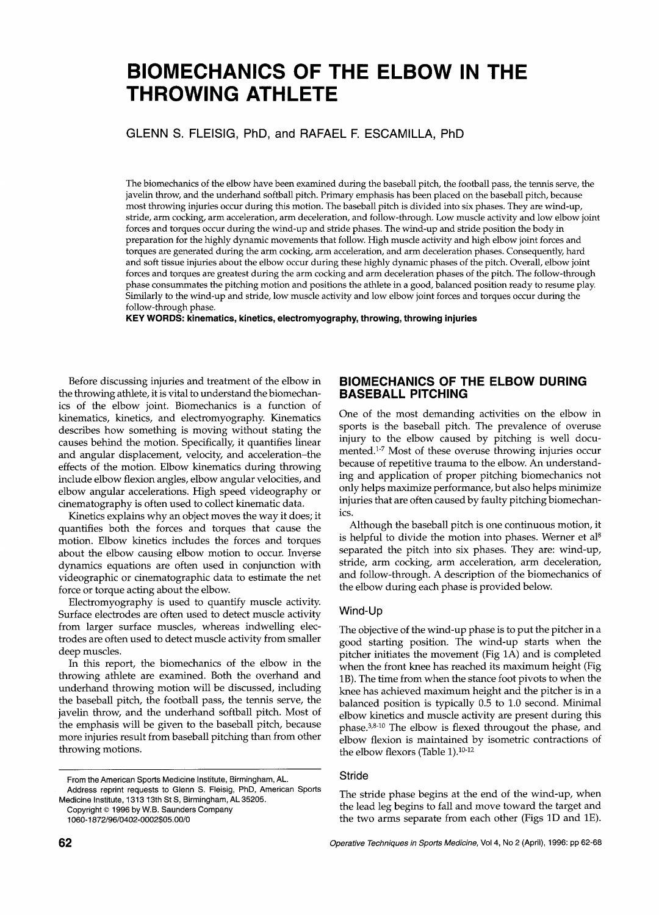# BIOMECHANICS OF THE ELBOW IN THE THROWING ATHLETE

GLENN S. FLEISIG, PhD, and RAFAEL F. ESCAMILLA, PhD

The biomechanics of the elbow have been examined during the baseball pitch, the football pass, the tennis serve, the javelin throw, and the underhand softball pitch. Primary emphasis has been placed on the baseball pitch, because most throwing injuries occur during this motion. The baseball pitch is divided into six phases. They are wind-up, stride, arm cocking, arm acceleration, arm deceleration, and follow-through. Low muscle activity and low elbow joint forces and torques occur during the wind-up and stride phases. The wind-up and stride position the body in preparation for the highly dynamic movements that follow. High muscle activity and high elbow joint forces and torques are generated during the arm cocking, arm acceleration, and arm deceleration phases. Consequently, hard and soft tissue injuries about the elbow occur during these highly dynamic phases of the pitch. Overall, elbow joint forces and torques are greatest during the arm cocking and arm deceleration phases of the pitch. The follow-through phase consummates the pitching motion and positions the athlete in a good, balanced position ready to resume play. Similarly to the wind-up and stride, low muscle activity and low elbow joint forces and torques occur during the follow-through phase.

**KEY WORDS: kinematics, kinetics, electromyography, throwing, throwing injuries**

Before discussing injuries and treatment of the elbow in the throwing athlete, it is vital to understand the biomechanics of the elbow joint. Biomechanics is a function of kinematics, kinetics, and electromyography. Kinematics describes how something is moving without stating the causes behind the motion. Specifically, it quantifies linear and angular displacement, velocity, and acceleration–the effects of the motion. Elbow kinematics during throwing include elbow flexion angles, elbow angular velocities, and elbow angular accelerations. High speed videography or cinematography is often used to collect kinematic data.

Kinetics explains why an object moves the way it does; it quantifies both the forces and torques that cause the motion. Elbow kinetics includes the forces and torques about the elbow causing elbow motion to occur. Inverse dynamics equations are often used in conjunction with videographic or cinematographic data to estimate the net force or torque acting about the elbow.

Electromyography is used to quantify muscle activity. Surface electrodes are often used to detect muscle activity from larger surface muscles, whereas indwelling electrodes are often used to detect muscle activity from smaller deep muscles.

In this report, the biomechanics of the elbow in the throwing athlete are examined. Both the overhand and underhand throwing motion will be discussed, including the baseball pitch, the football pass, the tennis serve, the javelin throw, and the underhand softball pitch. Most of the emphasis will be given to the baseball pitch, because more injuries result from baseball pitching than from other throwing motions.

From the American Sports Medicine Institute, Birmingham, AL.
Address reprint requests to Glenn S. Fleisig, PhD, American Sports Medicine Institute, 1313 13th St S, Birmingham, AL 35205.
Copyright © 1996 by W.B. Saunders Company
1060-1872/96/0402-0002$05.00/0

## BIOMECHANICS OF THE ELBOW DURING BASEBALL PITCHING

One of the most demanding activities on the elbow in sports is the baseball pitch. The prevalence of overuse injury to the elbow caused by pitching is well documented.[1-7] Most of these overuse throwing injuries occur because of repetitive trauma to the elbow. An understanding and application of proper pitching biomechanics not only helps maximize performance, but also helps minimize injuries that are often caused by faulty pitching biomechanics.

Although the baseball pitch is one continuous motion, it is helpful to divide the motion into phases. Werner et al[8] separated the pitch into six phases. They are: wind-up, stride, arm cocking, arm acceleration, arm deceleration, and follow-through. A description of the biomechanics of the elbow during each phase is provided below.

### Wind-Up

The objective of the wind-up phase is to put the pitcher in a good starting position. The wind-up starts when the pitcher initiates the movement (Fig 1A) and is completed when the front knee has reached its maximum height (Fig 1B). The time from when the stance foot pivots to when the knee has achieved maximum height and the pitcher is in a balanced position is typically 0.5 to 1.0 second. Minimal elbow kinetics and muscle activity are present during this phase.[3,8-10] The elbow is flexed througout the phase, and elbow flexion is maintained by isometric contractions of the elbow flexors (Table 1).[10-12]

### Stride

The stride phase begins at the end of the wind-up, when the lead leg begins to fall and move toward the target and the two arms separate from each other (Figs 1D and 1E).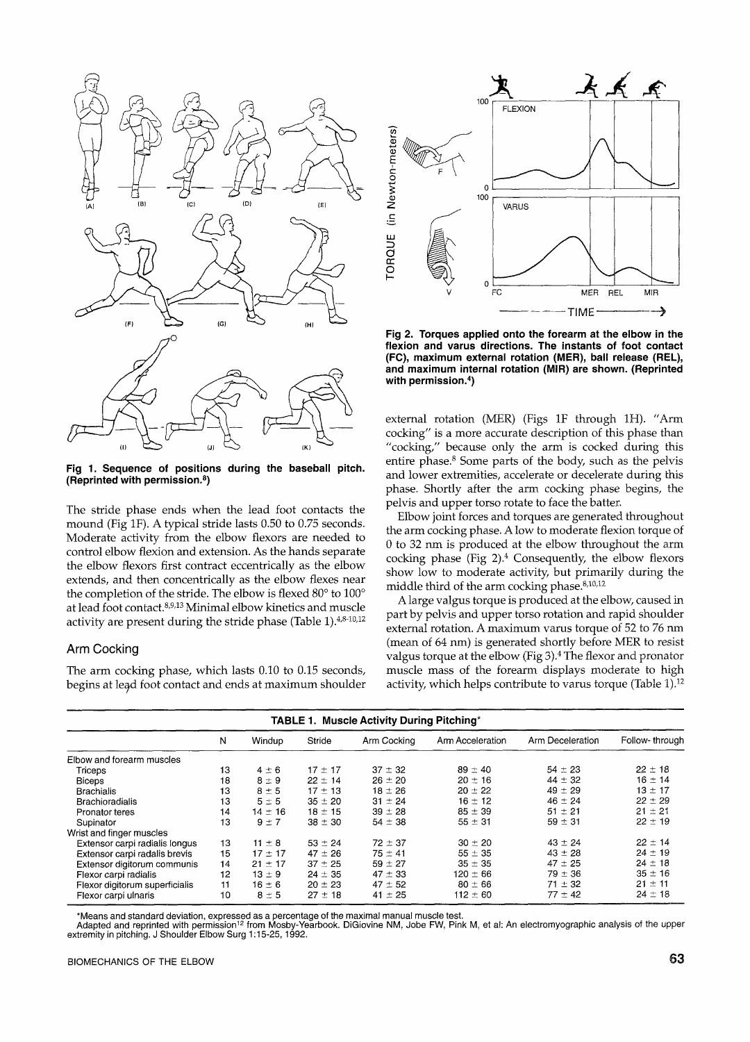Fig 1. Sequence of positions during the baseball pitch. (Reprinted with permission.[8])

The stride phase ends when the lead foot contacts the mound (Fig 1F). A typical stride lasts 0.50 to 0.75 seconds. Moderate activity from the elbow flexors are needed to control elbow flexion and extension. As the hands separate the elbow flexors first contract eccentrically as the elbow extends, and then concentrically as the elbow flexes near the completion of the stride. The elbow is flexed 80° to 100° at lead foot contact.[8,9,13] Minimal elbow kinetics and muscle activity are present during the stride phase (Table 1).[4,8-10,12]

## Arm Cocking

The arm cocking phase, which lasts 0.10 to 0.15 seconds, begins at lead foot contact and ends at maximum shoulder external rotation (MER) (Figs 1F through 1H). "Arm cocking" is a more accurate description of this phase than "cocking," because only the arm is cocked during this entire phase.[8] Some parts of the body, such as the pelvis and lower extremities, accelerate or decelerate during this phase. Shortly after the arm cocking phase begins, the pelvis and upper torso rotate to face the batter.

Fig 2. Torques applied onto the forearm at the elbow in the flexion and varus directions. The instants of foot contact (FC), maximum external rotation (MER), ball release (REL), and maximum internal rotation (MIR) are shown. (Reprinted with permission.[4])

Elbow joint forces and torques are generated throughout the arm cocking phase. A low to moderate flexion torque of 0 to 32 nm is produced at the elbow throughout the arm cocking phase (Fig 2).[4] Consequently, the elbow flexors show low to moderate activity, but primarily during the middle third of the arm cocking phase.[8,10,12]

A large valgus torque is produced at the elbow, caused in part by pelvis and upper torso rotation and rapid shoulder external rotation. A maximum varus torque of 52 to 76 nm (mean of 64 nm) is generated shortly before MER to resist valgus torque at the elbow (Fig 3).[4] The flexor and pronator muscle mass of the forearm displays moderate to high activity, which helps contribute to varus torque (Table 1).[12]

**TABLE 1. Muscle Activity During Pitching***

| | N | Windup | Stride | Arm Cocking | Arm Acceleration | Arm Deceleration | Follow-through |
|---|---|---|---|---|---|---|---|
| Elbow and forearm muscles | | | | | | | |
| Triceps | 13 | 4 ± 6 | 17 ± 17 | 37 ± 32 | 89 ± 40 | 54 ± 23 | 22 ± 18 |
| Biceps | 18 | 8 ± 9 | 22 ± 14 | 26 ± 20 | 20 ± 16 | 44 ± 32 | 16 ± 14 |
| Brachialis | 13 | 8 ± 5 | 17 ± 13 | 18 ± 26 | 20 ± 22 | 49 ± 29 | 13 ± 17 |
| Brachioradialis | 13 | 5 ± 5 | 35 ± 20 | 31 ± 24 | 16 ± 12 | 46 ± 24 | 22 ± 29 |
| Pronator teres | 14 | 14 ± 16 | 18 ± 15 | 39 ± 28 | 85 ± 39 | 51 ± 21 | 21 ± 21 |
| Supinator | 13 | 9 ± 7 | 38 ± 30 | 54 ± 38 | 55 ± 31 | 59 ± 31 | 22 ± 19 |
| Wrist and finger muscles | | | | | | | |
| Extensor carpi radialis longus | 13 | 11 ± 8 | 53 ± 24 | 72 ± 37 | 30 ± 20 | 43 ± 24 | 22 ± 14 |
| Extensor carpi radalis brevis | 15 | 17 ± 17 | 47 ± 26 | 75 ± 41 | 55 ± 35 | 43 ± 28 | 24 ± 19 |
| Extensor digitorum communis | 14 | 21 ± 17 | 37 ± 25 | 59 ± 27 | 35 ± 35 | 47 ± 25 | 24 ± 18 |
| Flexor carpi radialis | 12 | 13 ± 9 | 24 ± 35 | 47 ± 33 | 120 ± 66 | 79 ± 36 | 35 ± 16 |
| Flexor digitorum superficialis | 11 | 16 ± 6 | 20 ± 23 | 47 ± 52 | 80 ± 66 | 71 ± 32 | 21 ± 11 |
| Flexor carpi ulnaris | 10 | 8 ± 5 | 27 ± 18 | 41 ± 25 | 112 ± 60 | 77 ± 42 | 24 ± 18 |

*Means and standard deviation, expressed as a percentage of the maximal manual muscle test.
Adapted and reprinted with permission[12] from Mosby-Yearbook. DiGiovine NM, Jobe FW, Pink M, et al: An electromyographic analysis of the upper extremity in pitching. J Shoulder Elbow Surg 1:15-25, 1992.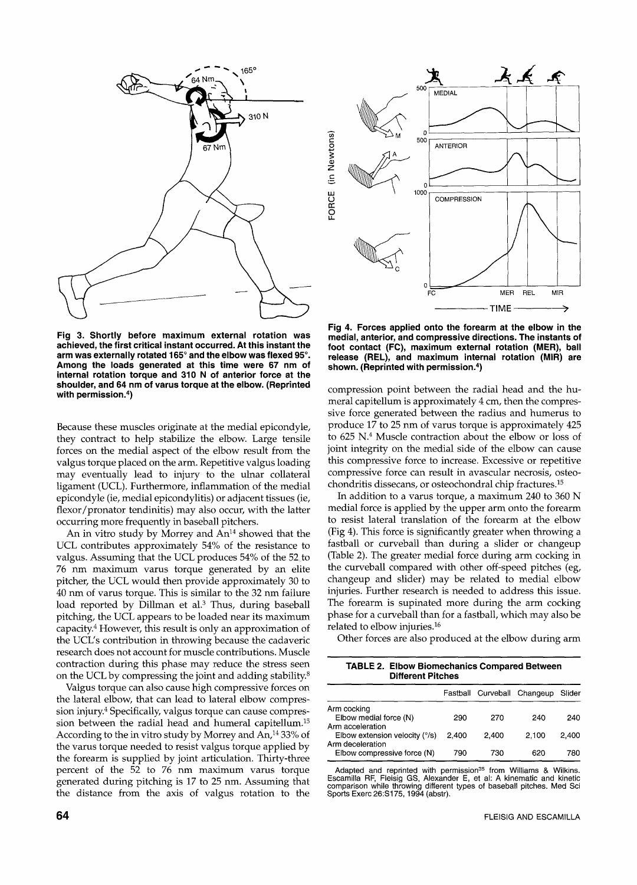Fig 3. Shortly before maximum external rotation was achieved, the first critical instant occurred. At this instant the arm was externally rotated 165° and the elbow was flexed 95°. Among the loads generated at this time were 67 nm of internal rotation torque and 310 N of anterior force at the shoulder, and 64 nm of varus torque at the elbow. (Reprinted with permission.[4])

Fig 4. Forces applied onto the forearm at the elbow in the medial, anterior, and compressive directions. The instants of foot contact (FC), maximum external rotation (MER), ball release (REL), and maximum internal rotation (MIR) are shown. (Reprinted with permission.[4])

Because these muscles originate at the medial epicondyle, they contract to help stabilize the elbow. Large tensile forces on the medial aspect of the elbow result from the valgus torque placed on the arm. Repetitive valgus loading may eventually lead to injury to the ulnar collateral ligament (UCL). Furthermore, inflammation of the medial epicondyle (ie, medial epicondylitis) or adjacent tissues (ie, flexor/pronator tendinitis) may also occur, with the latter occurring more frequently in baseball pitchers.

An in vitro study by Morrey and An[14] showed that the UCL contributes approximately 54% of the resistance to valgus. Assuming that the UCL produces 54% of the 52 to 76 nm maximum varus torque generated by an elite pitcher, the UCL would then provide approximately 30 to 40 nm of varus torque. This is similar to the 32 nm failure load reported by Dillman et al.[3] Thus, during baseball pitching, the UCL appears to be loaded near its maximum capacity.[4] However, this result is only an approximation of the UCL's contribution in throwing because the cadaveric research does not account for muscle contributions. Muscle contraction during this phase may reduce the stress seen on the UCL by compressing the joint and adding stability.[8]

Valgus torque can also cause high compressive forces on the lateral elbow, that can lead to lateral elbow compression injury.[4] Specifically, valgus torque can cause compression between the radial head and humeral capitellum.[15] According to the in vitro study by Morrey and An,[14] 33% of the varus torque needed to resist valgus torque applied by the forearm is supplied by joint articulation. Thirty-three percent of the 52 to 76 nm maximum varus torque generated during pitching is 17 to 25 nm. Assuming that the distance from the axis of valgus rotation to the compression point between the radial head and the humeral capitellum is approximately 4 cm, then the compressive force generated between the radius and humerus to produce 17 to 25 nm of varus torque is approximately 425 to 625 N.[4] Muscle contraction about the elbow or loss of joint integrity on the medial side of the elbow can cause this compressive force to increase. Excessive or repetitive compressive force can result in avascular necrosis, osteochondritis dissecans, or osteochondral chip fractures.[15]

In addition to a varus torque, a maximum 240 to 360 N medial force is applied by the upper arm onto the forearm to resist lateral translation of the forearm at the elbow (Fig 4). This force is significantly greater when throwing a fastball or curveball than during a slider or changeup (Table 2). The greater medial force during arm cocking in the curveball compared with other off-speed pitches (eg, changeup and slider) may be related to medial elbow injuries. Further research is needed to address this issue. The forearm is supinated more during the arm cocking phase for a curveball than for a fastball, which may also be related to elbow injuries.[16]

Other forces are also produced at the elbow during arm

**TABLE 2. Elbow Biomechanics Compared Between Different Pitches**

| | Fastball | Curveball | Changeup | Slider |
|---|---|---|---|---|
| Arm cocking | | | | |
| Elbow medial force (N) | 290 | 270 | 240 | 240 |
| Arm acceleration | | | | |
| Elbow extension velocity (°/s) | 2,400 | 2,400 | 2,100 | 2,400 |
| Arm deceleration | | | | |
| Elbow compressive force (N) | 790 | 730 | 620 | 780 |

Adapted and reprinted with permission[35] from Williams & Wilkins. Escamilla RF, Fleisig GS, Alexander E, et al: A kinematic and kinetic comparison while throwing different types of baseball pitches. Med Sci Sports Exerc 26:S175, 1994 (abstr).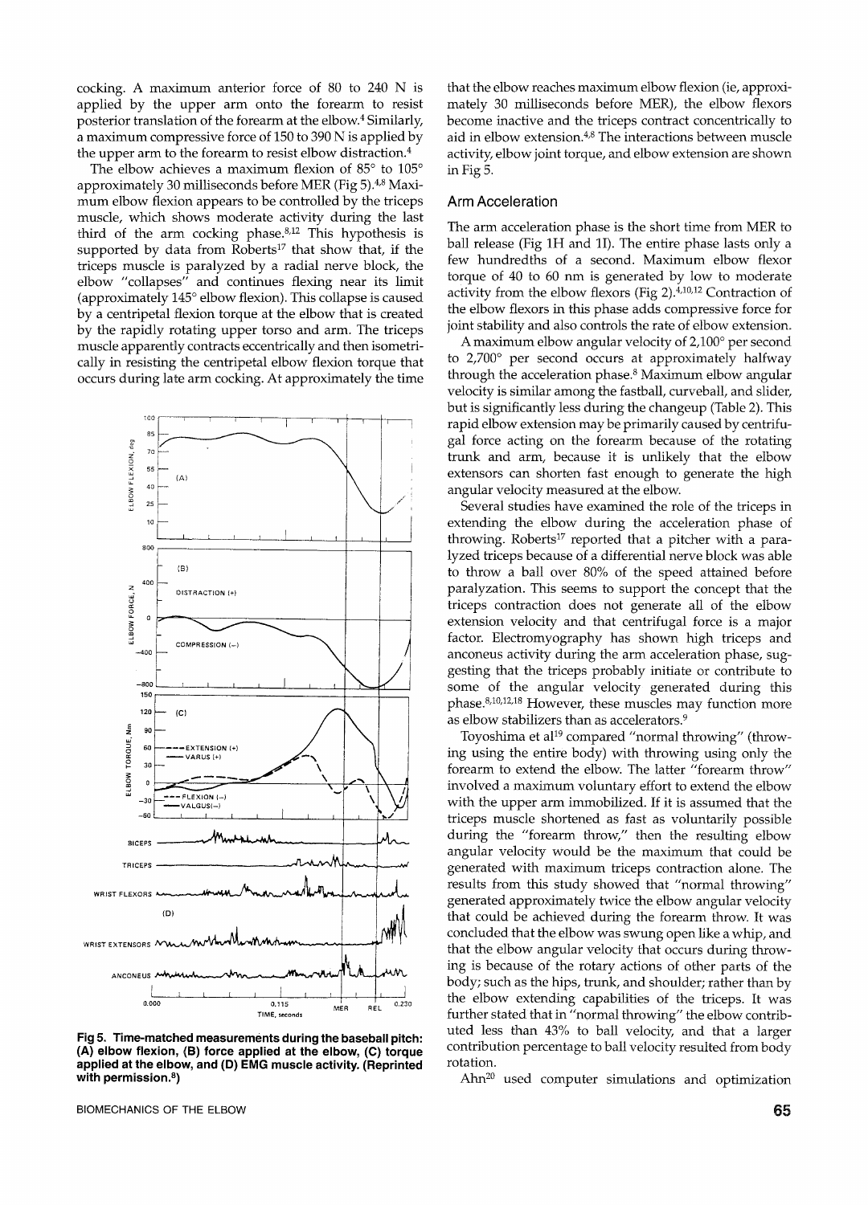cocking. A maximum anterior force of 80 to 240 N is applied by the upper arm onto the forearm to resist posterior translation of the forearm at the elbow.[4] Similarly, a maximum compressive force of 150 to 390 N is applied by the upper arm to the forearm to resist elbow distraction.[4]

The elbow achieves a maximum flexion of 85° to 105° approximately 30 milliseconds before MER (Fig 5).[4,8] Maximum elbow flexion appears to be controlled by the triceps muscle, which shows moderate activity during the last third of the arm cocking phase.[8,12] This hypothesis is supported by data from Roberts[17] that show that, if the triceps muscle is paralyzed by a radial nerve block, the elbow "collapses" and continues flexing near its limit (approximately 145° elbow flexion). This collapse is caused by a centripetal flexion torque at the elbow that is created by the rapidly rotating upper torso and arm. The triceps muscle apparently contracts eccentrically and then isometrically in resisting the centripetal elbow flexion torque that occurs during late arm cocking. At approximately the time that the elbow reaches maximum elbow flexion (ie, approximately 30 milliseconds before MER), the elbow flexors become inactive and the triceps contract concentrically to aid in elbow extension.[4,8] The interactions between muscle activity, elbow joint torque, and elbow extension are shown in Fig 5.

100
85
70
55
40
25
10
ELBOW FLEXION, deg
(A)
800
400
0
−400
−800
ELBOW FORCE, N
(B)
DISTRACTION (+)
COMPRESSION (−)
150
120
90
60
30
0
−30
−60
ELBOW TORQUE, Nm
(C)
EXTENSION (+)
VARUS (+)
FLEXION (−)
VALGUS(−)
BICEPS
TRICEPS
WRIST FLEXORS
(D)
WRIST EXTENSORS
ANCONEUS
0.000
0.115
MER
REL
0.230
TIME, seconds

**Fig 5. Time-matched measurements during the baseball pitch: (A) elbow flexion, (B) force applied at the elbow, (C) torque applied at the elbow, and (D) EMG muscle activity. (Reprinted with permission.[8])**

## Arm Acceleration

The arm acceleration phase is the short time from MER to ball release (Fig 1H and 1I). The entire phase lasts only a few hundredths of a second. Maximum elbow flexor torque of 40 to 60 nm is generated by low to moderate activity from the elbow flexors (Fig 2).[4,10,12] Contraction of the elbow flexors in this phase adds compressive force for joint stability and also controls the rate of elbow extension.

A maximum elbow angular velocity of 2,100° per second to 2,700° per second occurs at approximately halfway through the acceleration phase.[8] Maximum elbow angular velocity is similar among the fastball, curveball, and slider, but is significantly less during the changeup (Table 2). This rapid elbow extension may be primarily caused by centrifugal force acting on the forearm because of the rotating trunk and arm, because it is unlikely that the elbow extensors can shorten fast enough to generate the high angular velocity measured at the elbow.

Several studies have examined the role of the triceps in extending the elbow during the acceleration phase of throwing. Roberts[17] reported that a pitcher with a paralyzed triceps because of a differential nerve block was able to throw a ball over 80% of the speed attained before paralyzation. This seems to support the concept that the triceps contraction does not generate all of the elbow extension velocity and that centrifugal force is a major factor. Electromyography has shown high triceps and anconeus activity during the arm acceleration phase, suggesting that the triceps probably initiate or contribute to some of the angular velocity generated during this phase.[8,10,12,18] However, these muscles may function more as elbow stabilizers than as accelerators.[9]

Toyoshima et al[19] compared "normal throwing" (throwing using the entire body) with throwing using only the forearm to extend the elbow. The latter "forearm throw" involved a maximum voluntary effort to extend the elbow with the upper arm immobilized. If it is assumed that the triceps muscle shortened as fast as voluntarily possible during the "forearm throw," then the resulting elbow angular velocity would be the maximum that could be generated with maximum triceps contraction alone. The results from this study showed that "normal throwing" generated approximately twice the elbow angular velocity that could be achieved during the forearm throw. It was concluded that the elbow was swung open like a whip, and that the elbow angular velocity that occurs during throwing is because of the rotary actions of other parts of the body; such as the hips, trunk, and shoulder; rather than by the elbow extending capabilities of the triceps. It was further stated that in "normal throwing" the elbow contributed less than 43% to ball velocity, and that a larger contribution percentage to ball velocity resulted from body rotation.

Ahn[20] used computer simulations and optimization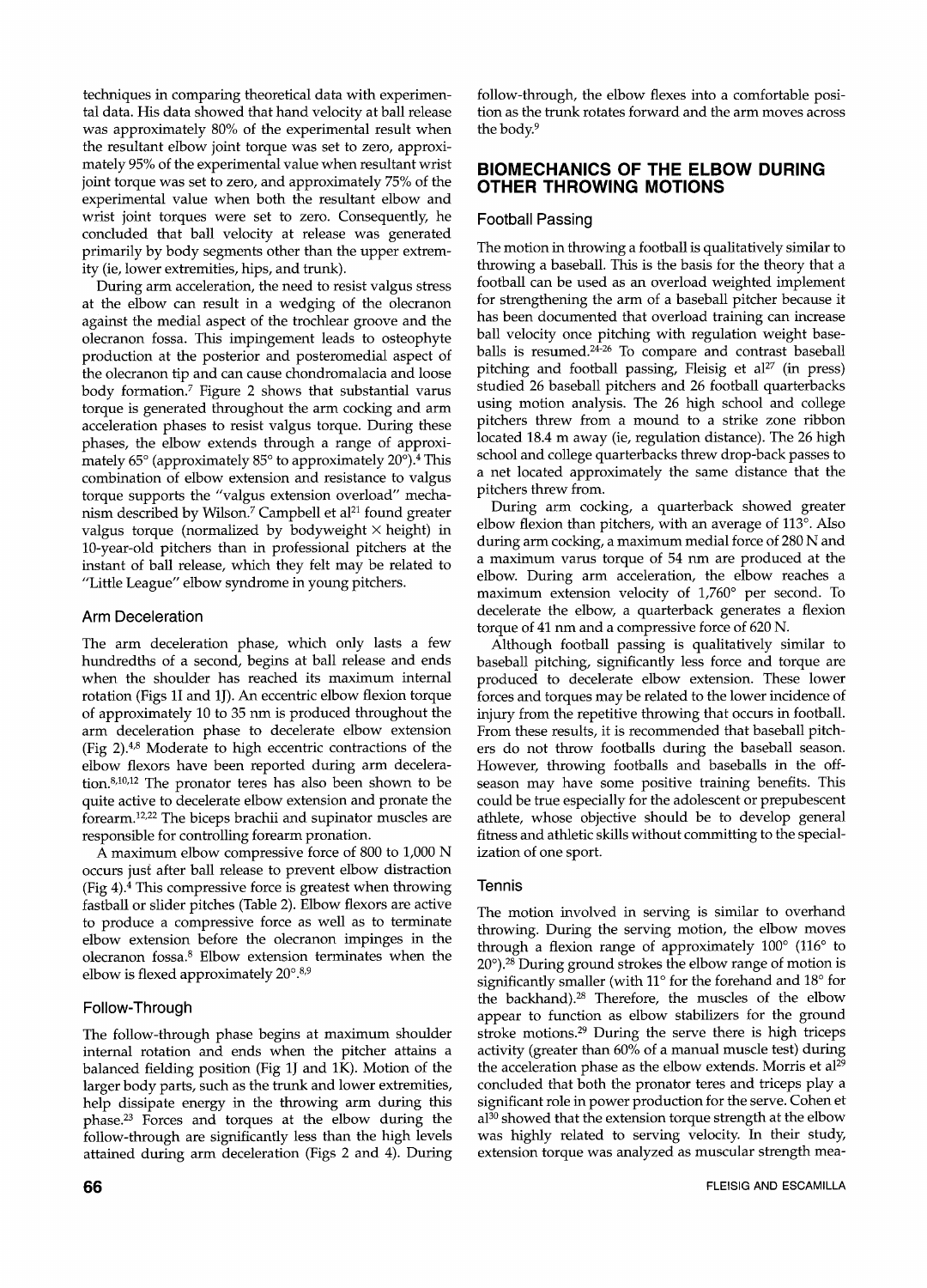techniques in comparing theoretical data with experimental data. His data showed that hand velocity at ball release was approximately 80% of the experimental result when the resultant elbow joint torque was set to zero, approximately 95% of the experimental value when resultant wrist joint torque was set to zero, and approximately 75% of the experimental value when both the resultant elbow and wrist joint torques were set to zero. Consequently, he concluded that ball velocity at release was generated primarily by body segments other than the upper extremity (ie, lower extremities, hips, and trunk).

During arm acceleration, the need to resist valgus stress at the elbow can result in a wedging of the olecranon against the medial aspect of the trochlear groove and the olecranon fossa. This impingement leads to osteophyte production at the posterior and posteromedial aspect of the olecranon tip and can cause chondromalacia and loose body formation.[7] Figure 2 shows that substantial varus torque is generated throughout the arm cocking and arm acceleration phases to resist valgus torque. During these phases, the elbow extends through a range of approximately 65° (approximately 85° to approximately 20°).[4] This combination of elbow extension and resistance to valgus torque supports the "valgus extension overload" mechanism described by Wilson.[7] Campbell et al[21] found greater valgus torque (normalized by bodyweight × height) in 10-year-old pitchers than in professional pitchers at the instant of ball release, which they felt may be related to "Little League" elbow syndrome in young pitchers.

### Arm Deceleration

The arm deceleration phase, which only lasts a few hundredths of a second, begins at ball release and ends when the shoulder has reached its maximum internal rotation (Figs 1I and 1J). An eccentric elbow flexion torque of approximately 10 to 35 nm is produced throughout the arm deceleration phase to decelerate elbow extension (Fig 2).[4,8] Moderate to high eccentric contractions of the elbow flexors have been reported during arm deceleration.[8,10,12] The pronator teres has also been shown to be quite active to decelerate elbow extension and pronate the forearm.[12,22] The biceps brachii and supinator muscles are responsible for controlling forearm pronation.

A maximum elbow compressive force of 800 to 1,000 N occurs just after ball release to prevent elbow distraction (Fig 4).[4] This compressive force is greatest when throwing fastball or slider pitches (Table 2). Elbow flexors are active to produce a compressive force as well as to terminate elbow extension before the olecranon impinges in the olecranon fossa.[8] Elbow extension terminates when the elbow is flexed approximately 20°.[8,9]

### Follow-Through

The follow-through phase begins at maximum shoulder internal rotation and ends when the pitcher attains a balanced fielding position (Fig 1J and 1K). Motion of the larger body parts, such as the trunk and lower extremities, help dissipate energy in the throwing arm during this phase.[23] Forces and torques at the elbow during the follow-through are significantly less than the high levels attained during arm deceleration (Figs 2 and 4). During follow-through, the elbow flexes into a comfortable position as the trunk rotates forward and the arm moves across the body.[9]

## BIOMECHANICS OF THE ELBOW DURING OTHER THROWING MOTIONS

### Football Passing

The motion in throwing a football is qualitatively similar to throwing a baseball. This is the basis for the theory that a football can be used as an overload weighted implement for strengthening the arm of a baseball pitcher because it has been documented that overload training can increase ball velocity once pitching with regulation weight baseballs is resumed.[24-26] To compare and contrast baseball pitching and football passing, Fleisig et al[27] (in press) studied 26 baseball pitchers and 26 football quarterbacks using motion analysis. The 26 high school and college pitchers threw from a mound to a strike zone ribbon located 18.4 m away (ie, regulation distance). The 26 high school and college quarterbacks threw drop-back passes to a net located approximately the same distance that the pitchers threw from.

During arm cocking, a quarterback showed greater elbow flexion than pitchers, with an average of 113°. Also during arm cocking, a maximum medial force of 280 N and a maximum varus torque of 54 nm are produced at the elbow. During arm acceleration, the elbow reaches a maximum extension velocity of 1,760° per second. To decelerate the elbow, a quarterback generates a flexion torque of 41 nm and a compressive force of 620 N.

Although football passing is qualitatively similar to baseball pitching, significantly less force and torque are produced to decelerate elbow extension. These lower forces and torques may be related to the lower incidence of injury from the repetitive throwing that occurs in football. From these results, it is recommended that baseball pitchers do not throw footballs during the baseball season. However, throwing footballs and baseballs in the off-season may have some positive training benefits. This could be true especially for the adolescent or prepubescent athlete, whose objective should be to develop general fitness and athletic skills without committing to the specialization of one sport.

### Tennis

The motion involved in serving is similar to overhand throwing. During the serving motion, the elbow moves through a flexion range of approximately 100° (116° to 20°).[28] During ground strokes the elbow range of motion is significantly smaller (with 11° for the forehand and 18° for the backhand).[28] Therefore, the muscles of the elbow appear to function as elbow stabilizers for the ground stroke motions.[29] During the serve there is high triceps activity (greater than 60% of a manual muscle test) during the acceleration phase as the elbow extends. Morris et al[29] concluded that both the pronator teres and triceps play a significant role in power production for the serve. Cohen et al[30] showed that the extension torque strength at the elbow was highly related to serving velocity. In their study, extension torque was analyzed as muscular strength mea-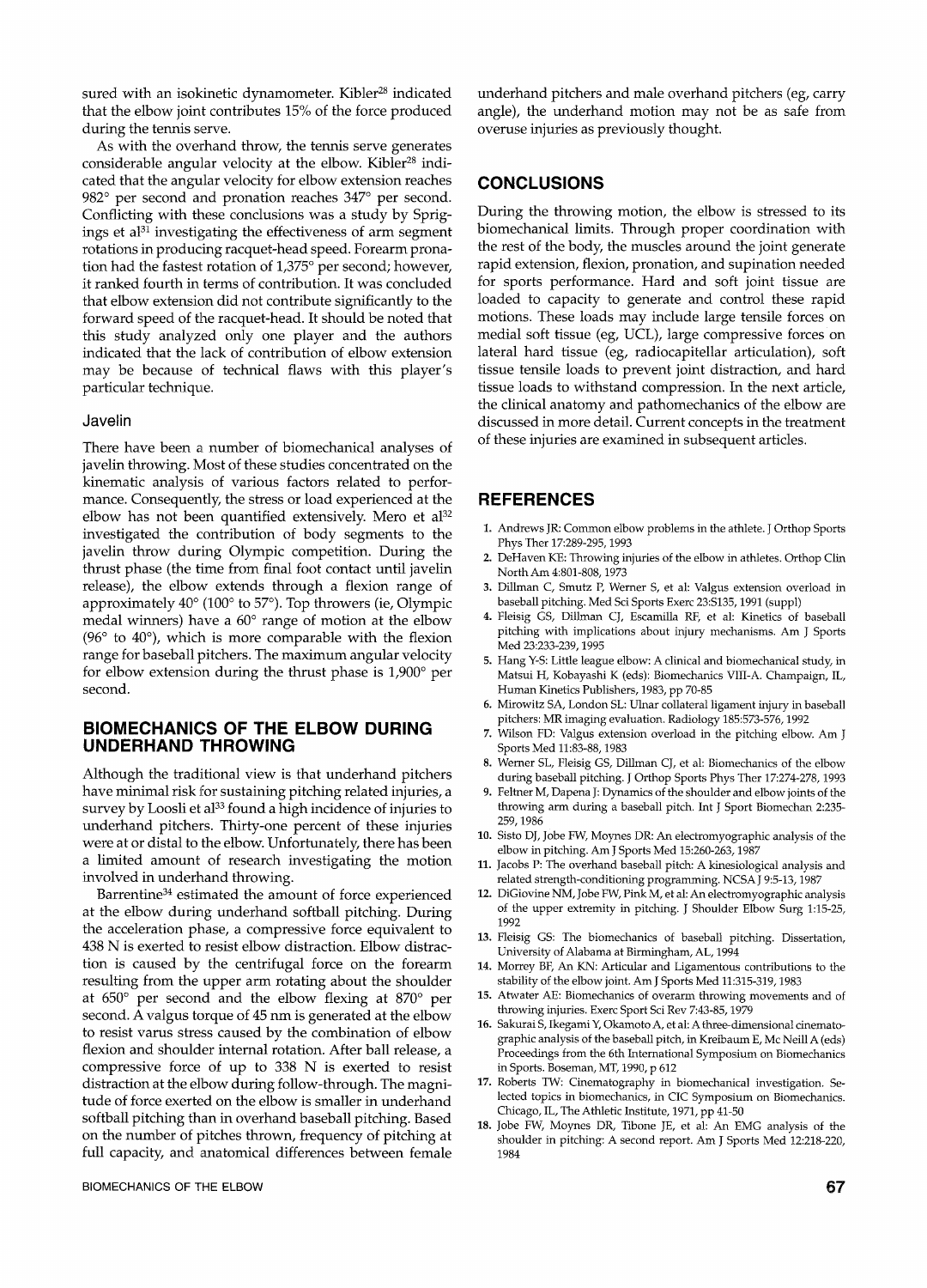sured with an isokinetic dynamometer. Kibler[28] indicated that the elbow joint contributes 15% of the force produced during the tennis serve.

As with the overhand throw, the tennis serve generates considerable angular velocity at the elbow. Kibler[28] indicated that the angular velocity for elbow extension reaches 982° per second and pronation reaches 347° per second. Conflicting with these conclusions was a study by Sprigings et al[31] investigating the effectiveness of arm segment rotations in producing racquet-head speed. Forearm pronation had the fastest rotation of 1,375° per second; however, it ranked fourth in terms of contribution. It was concluded that elbow extension did not contribute significantly to the forward speed of the racquet-head. It should be noted that this study analyzed only one player and the authors indicated that the lack of contribution of elbow extension may be because of technical flaws with this player's particular technique.

### Javelin

There have been a number of biomechanical analyses of javelin throwing. Most of these studies concentrated on the kinematic analysis of various factors related to performance. Consequently, the stress or load experienced at the elbow has not been quantified extensively. Mero et al[32] investigated the contribution of body segments to the javelin throw during Olympic competition. During the thrust phase (the time from final foot contact until javelin release), the elbow extends through a flexion range of approximately 40° (100° to 57°). Top throwers (ie, Olympic medal winners) have a 60° range of motion at the elbow (96° to 40°), which is more comparable with the flexion range for baseball pitchers. The maximum angular velocity for elbow extension during the thrust phase is 1,900° per second.

## BIOMECHANICS OF THE ELBOW DURING UNDERHAND THROWING

Although the traditional view is that underhand pitchers have minimal risk for sustaining pitching related injuries, a survey by Loosli et al[33] found a high incidence of injuries to underhand pitchers. Thirty-one percent of these injuries were at or distal to the elbow. Unfortunately, there has been a limited amount of research investigating the motion involved in underhand throwing.

Barrentine[34] estimated the amount of force experienced at the elbow during underhand softball pitching. During the acceleration phase, a compressive force equivalent to 438 N is exerted to resist elbow distraction. Elbow distraction is caused by the centrifugal force on the forearm resulting from the upper arm rotating about the shoulder at 650° per second and the elbow flexing at 870° per second. A valgus torque of 45 nm is generated at the elbow to resist varus stress caused by the combination of elbow flexion and shoulder internal rotation. After ball release, a compressive force of up to 338 N is exerted to resist distraction at the elbow during follow-through. The magnitude of force exerted on the elbow is smaller in underhand softball pitching than in overhand baseball pitching. Based on the number of pitches thrown, frequency of pitching at full capacity, and anatomical differences between female underhand pitchers and male overhand pitchers (eg, carry angle), the underhand motion may not be as safe from overuse injuries as previously thought.

## CONCLUSIONS

During the throwing motion, the elbow is stressed to its biomechanical limits. Through proper coordination with the rest of the body, the muscles around the joint generate rapid extension, flexion, pronation, and supination needed for sports performance. Hard and soft joint tissue are loaded to capacity to generate and control these rapid motions. These loads may include large tensile forces on medial soft tissue (eg, UCL), large compressive forces on lateral hard tissue (eg, radiocapitellar articulation), soft tissue tensile loads to prevent joint distraction, and hard tissue loads to withstand compression. In the next article, the clinical anatomy and pathomechanics of the elbow are discussed in more detail. Current concepts in the treatment of these injuries are examined in subsequent articles.

## REFERENCES

1. Andrews JR: Common elbow problems in the athlete. J Orthop Sports Phys Ther 17:289-295, 1993
2. DeHaven KE: Throwing injuries of the elbow in athletes. Orthop Clin North Am 4:801-808, 1973
3. Dillman C, Smutz P, Werner S, et al: Valgus extension overload in baseball pitching. Med Sci Sports Exerc 23:S135, 1991 (suppl)
4. Fleisig GS, Dillman CJ, Escamilla RF, et al: Kinetics of baseball pitching with implications about injury mechanisms. Am J Sports Med 23:233-239, 1995
5. Hang Y-S: Little league elbow: A clinical and biomechanical study, in Matsui H, Kobayashi K (eds): Biomechanics VIII-A. Champaign, IL, Human Kinetics Publishers, 1983, pp 70-85
6. Mirowitz SA, London SL: Ulnar collateral ligament injury in baseball pitchers: MR imaging evaluation. Radiology 185:573-576, 1992
7. Wilson FD: Valgus extension overload in the pitching elbow. Am J Sports Med 11:83-88, 1983
8. Werner SL, Fleisig GS, Dillman CJ, et al: Biomechanics of the elbow during baseball pitching. J Orthop Sports Phys Ther 17:274-278, 1993
9. Feltner M, Dapena J: Dynamics of the shoulder and elbow joints of the throwing arm during a baseball pitch. Int J Sport Biomechan 2:235-259, 1986
10. Sisto DJ, Jobe FW, Moynes DR: An electromyographic analysis of the elbow in pitching. Am J Sports Med 15:260-263, 1987
11. Jacobs P: The overhand baseball pitch: A kinesiological analysis and related strength-conditioning programming. NCSA J 9:5-13, 1987
12. DiGiovine NM, Jobe FW, Pink M, et al: An electromyographic analysis of the upper extremity in pitching. J Shoulder Elbow Surg 1:15-25, 1992
13. Fleisig GS: The biomechanics of baseball pitching. Dissertation, University of Alabama at Birmingham, AL, 1994
14. Morrey BF, An KN: Articular and ligamentous contributions to the stability of the elbow joint. Am J Sports Med 11:315-319, 1983
15. Atwater AE: Biomechanics of overarm throwing movements and of throwing injuries. Exerc Sport Sci Rev 7:43-85, 1979
16. Sakurai S, Ikegami Y, Okamoto A, et al: A three-dimensional cinematographic analysis of the baseball pitch, in Kreibaum E, Mc Neill A (eds) Proceedings from the 6th International Symposium on Biomechanics in Sports. Boseman, MT, 1990, p 612
17. Roberts TW: Cinematography in biomechanical investigation. Selected topics in biomechanics, in CIC Symposium on Biomechanics. Chicago, IL, The Athletic Institute, 1971, pp 41-50
18. Jobe FW, Moynes DR, Tibone JE, et al: An EMG analysis of the shoulder in pitching: A second report. Am J Sports Med 12:218-220, 1984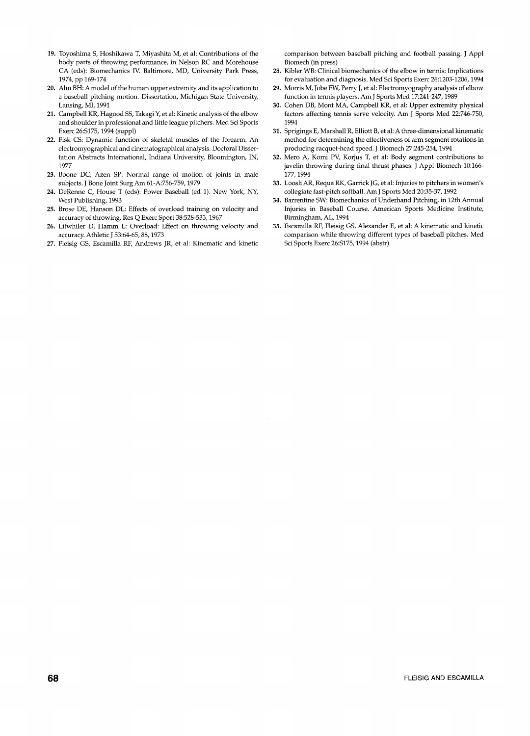19. Toyoshima S, Hoshikawa T, Miyashita M, et al: Contributions of the body parts of throwing performance, in Nelson RC and Morehouse CA (eds): Biomechanics IV. Baltimore, MD, University Park Press, 1974, pp 169-174
20. Ahn BH: A model of the human upper extremity and its application to a baseball pitching motion. Dissertation, Michigan State University, Lansing, MI, 1991
21. Campbell KR, Hagood SS, Takagi Y, et al: Kinetic analysis of the elbow and shoulder in professional and little league pitchers. Med Sci Sports Exerc 26:S175, 1994 (suppl)
22. Fisk CS: Dynamic function of skeletal muscles of the forearm: An electromyographical and cinematographical analysis. Doctoral Dissertation Abstracts International, Indiana University, Bloomington, IN, 1977
23. Boone DC, Azen SP: Normal range of motion of joints in male subjects. J Bone Joint Surg Am 61-A:756-759, 1979
24. DeRenne C, House T (eds): Power Baseball (ed 1). New York, NY, West Publishing, 1993
25. Brose DE, Hanson DL: Effects of overload training on velocity and accuracy of throwing. Res Q Exerc Sport 38:528-533, 1967
26. Litwhiler D, Hamm L: Overload: Effect on throwing velocity and accuracy. Athletic J 53:64-65, 88, 1973
27. Fleisig GS, Escamilla RF, Andrews JR, et al: Kinematic and kinetic comparison between baseball pitching and football passing. J Appl Biomech (in press)
28. Kibler WB: Clinical biomechanics of the elbow in tennis: Implications for evaluation and diagnosis. Med Sci Sports Exerc 26:1203-1206, 1994
29. Morris M, Jobe FW, Perry J, et al: Electromyography analysis of elbow function in tennis players. Am J Sports Med 17:241-247, 1989
30. Cohen DB, Mont MA, Campbell KR, et al: Upper extremity physical factors affecting tennis serve velocity. Am J Sports Med 22:746-750, 1994
31. Sprigings E, Marshall R, Elliott B, et al: A three-dimensional kinematic method for determining the effectiveness of arm segment rotations in producing racquet-head speed. J Biomech 27:245-254, 1994
32. Mero A, Komi PV, Korjus T, et al: Body segment contributions to javelin throwing during final thrust phases. J Appl Biomech 10:166-177, 1994
33. Loosli AR, Requa RK, Garrick JG, et al: Injuries to pitchers in women's collegiate fast-pitch softball. Am J Sports Med 20:35-37, 1992
34. Barrentine SW: Biomechanics of Underhand Pitching, in 12th Annual Injuries in Baseball Course. American Sports Medicine Institute, Birmingham, AL, 1994
35. Escamilla RF, Fleisig GS, Alexander E, et al: A kinematic and kinetic comparison while throwing different types of baseball pitches. Med Sci Sports Exerc 26:S175, 1994 (abstr)